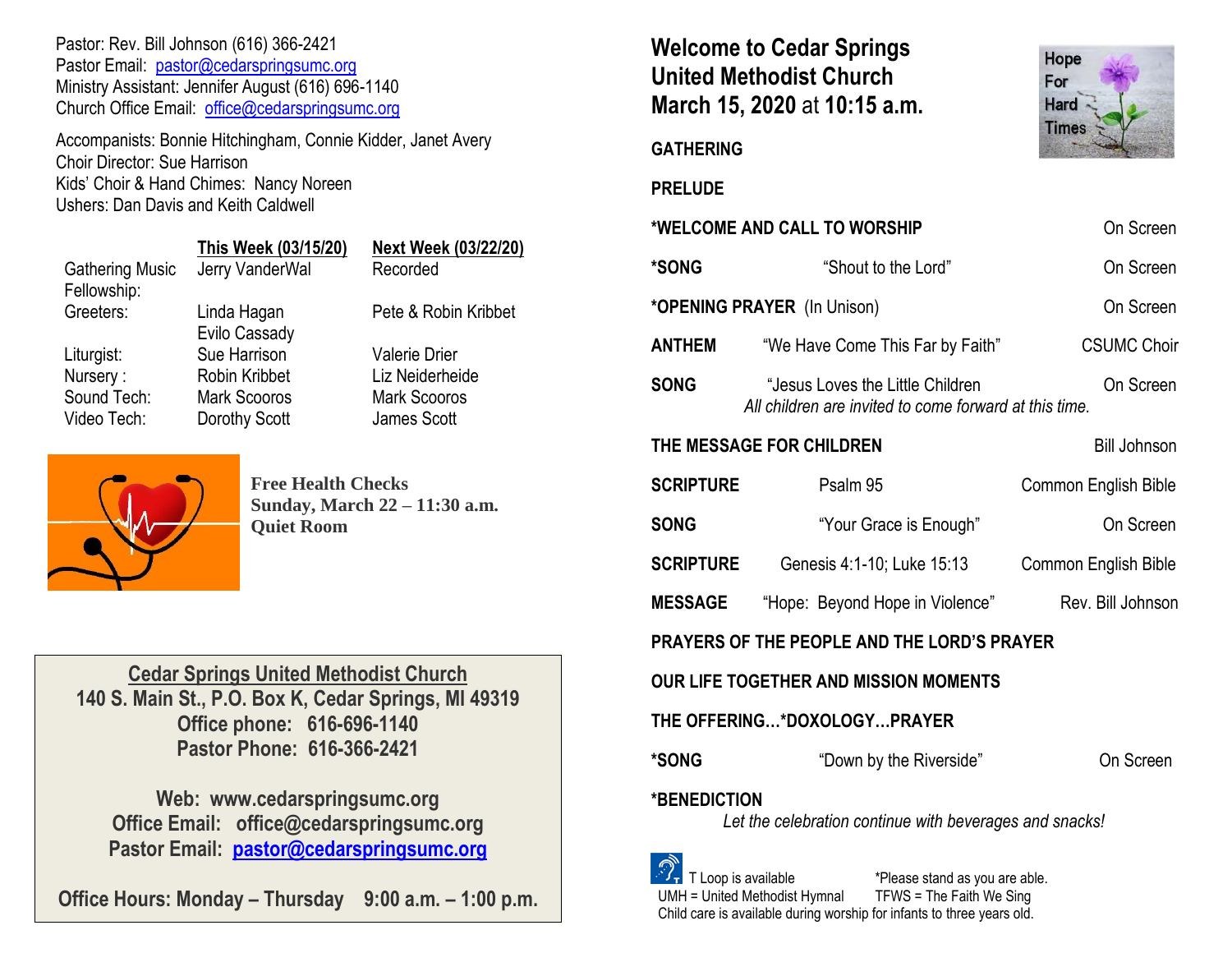Pastor: Rev. Bill Johnson (616) 366-2421
Pastor Email: pastor@cedarspringsumc.org
Ministry Assistant: Jennifer August (616) 696-1140
Church Office Email: office@cedarspringsumc.org

Accompanists: Bonnie Hitchingham, Connie Kidder, Janet Avery
Choir Director: Sue Harrison
Kids' Choir & Hand Chimes: Nancy Noreen
Ushers: Dan Davis and Keith Caldwell

| | This Week (03/15/20) | Next Week (03/22/20) |
|---|---|---|
| Gathering Music Fellowship: | Jerry VanderWal | Recorded |
| Greeters: | Linda Hagan<br>Evilo Cassady | Pete & Robin Kribbet |
| Liturgist: | Sue Harrison | Valerie Drier |
| Nursery : | Robin Kribbet | Liz Neiderheide |
| Sound Tech: | Mark Scooros | Mark Scooros |
| Video Tech: | Dorothy Scott | James Scott |

**Free Health Checks**
**Sunday, March 22 – 11:30 a.m.**
**Quiet Room**

**Cedar Springs United Methodist Church**
**140 S. Main St., P.O. Box K, Cedar Springs, MI 49319**
**Office phone: 616-696-1140**
**Pastor Phone: 616-366-2421**

**Web: www.cedarspringsumc.org**
**Office Email: office@cedarspringsumc.org**
**Pastor Email: pastor@cedarspringsumc.org**

**Office Hours: Monday – Thursday 9:00 a.m. – 1:00 p.m.**

# Welcome to Cedar Springs United Methodist Church
# March 15, 2020 at 10:15 a.m.

Hope For Hard Times

**GATHERING**

**PRELUDE**

**\*WELCOME AND CALL TO WORSHIP** — On Screen

**\*SONG** — "Shout to the Lord" — On Screen

**\*OPENING PRAYER** (In Unison) — On Screen

**ANTHEM** — "We Have Come This Far by Faith" — CSUMC Choir

**SONG** — "Jesus Loves the Little Children — On Screen
*All children are invited to come forward at this time.*

**THE MESSAGE FOR CHILDREN** — Bill Johnson

**SCRIPTURE** — Psalm 95 — Common English Bible

**SONG** — "Your Grace is Enough" — On Screen

**SCRIPTURE** — Genesis 4:1-10; Luke 15:13 — Common English Bible

**MESSAGE** — "Hope: Beyond Hope in Violence" — Rev. Bill Johnson

**PRAYERS OF THE PEOPLE AND THE LORD'S PRAYER**

**OUR LIFE TOGETHER AND MISSION MOMENTS**

**THE OFFERING…\*DOXOLOGY…PRAYER**

**\*SONG** — "Down by the Riverside" — On Screen

**\*BENEDICTION**
*Let the celebration continue with beverages and snacks!*

T Loop is available — *Please stand as you are able.
UMH = United Methodist Hymnal — TFWS = The Faith We Sing
Child care is available during worship for infants to three years old.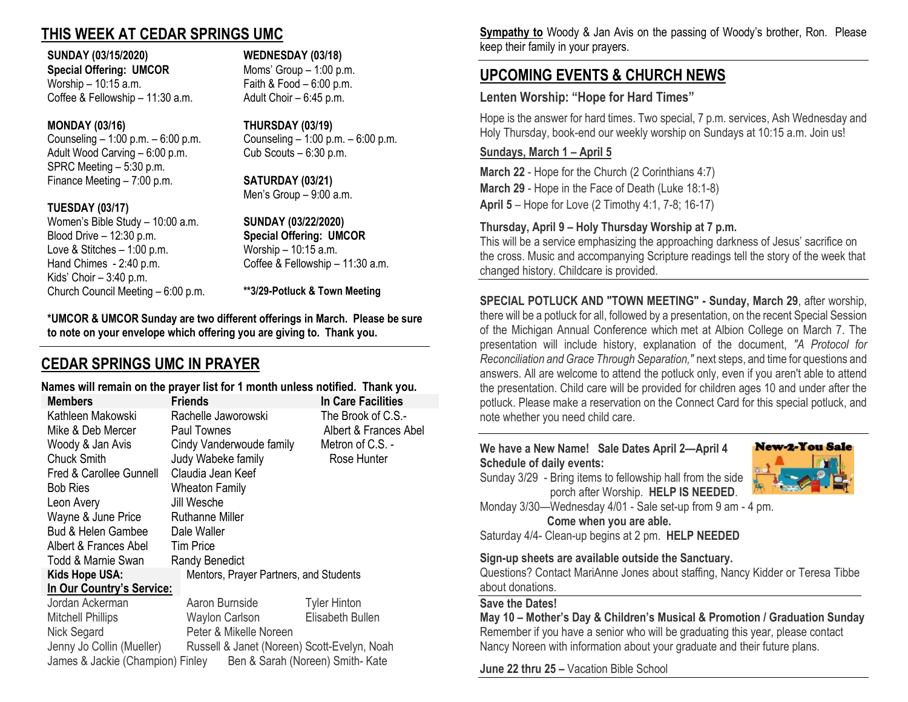## THIS WEEK AT CEDAR SPRINGS UMC

**SUNDAY (03/15/2020)**
**Special Offering: UMCOR**
Worship – 10:15 a.m.
Coffee & Fellowship – 11:30 a.m.

**MONDAY (03/16)**
Counseling – 1:00 p.m. – 6:00 p.m.
Adult Wood Carving – 6:00 p.m.
SPRC Meeting – 5:30 p.m.
Finance Meeting – 7:00 p.m.

**TUESDAY (03/17)**
Women's Bible Study – 10:00 a.m.
Blood Drive – 12:30 p.m.
Love & Stitches – 1:00 p.m.
Hand Chimes - 2:40 p.m.
Kids' Choir – 3:40 p.m.
Church Council Meeting – 6:00 p.m.

**WEDNESDAY (03/18)**
Moms' Group – 1:00 p.m.
Faith & Food – 6:00 p.m.
Adult Choir – 6:45 p.m.

**THURSDAY (03/19)**
Counseling – 1:00 p.m. – 6:00 p.m.
Cub Scouts – 6:30 p.m.

**SATURDAY (03/21)**
Men's Group – 9:00 a.m.

**SUNDAY (03/22/2020)**
**Special Offering: UMCOR**
Worship – 10:15 a.m.
Coffee & Fellowship – 11:30 a.m.

**\*\*3/29-Potluck & Town Meeting**

**\*UMCOR & UMCOR Sunday are two different offerings in March. Please be sure to note on your envelope which offering you are giving to. Thank you.**

## CEDAR SPRINGS UMC IN PRAYER

**Names will remain on the prayer list for 1 month unless notified. Thank you.**

| Members | Friends | In Care Facilities |
|---|---|---|
| Kathleen Makowski | Rachelle Jaworowski | The Brook of C.S.- |
| Mike & Deb Mercer | Paul Townes | Albert & Frances Abel |
| Woody & Jan Avis | Cindy Vanderwoude family | Metron of C.S. - |
| Chuck Smith | Judy Wabeke family | Rose Hunter |
| Fred & Carollee Gunnell | Claudia Jean Keef | |
| Bob Ries | Wheaton Family | |
| Leon Avery | Jill Wesche | |
| Wayne & June Price | Ruthanne Miller | |
| Bud & Helen Gambee | Dale Waller | |
| Albert & Frances Abel | Tim Price | |
| Todd & Marnie Swan | Randy Benedict | |

**Kids Hope USA:** Mentors, Prayer Partners, and Students

**In Our Country's Service:**

Jordan Ackerman, Aaron Burnside, Tyler Hinton
Mitchell Phillips, Waylon Carlson, Elisabeth Bullen
Nick Segard, Peter & Mikelle Noreen
Jenny Jo Collin (Mueller), Russell & Janet (Noreen) Scott-Evelyn, Noah
James & Jackie (Champion) Finley, Ben & Sarah (Noreen) Smith- Kate

**Sympathy to** Woody & Jan Avis on the passing of Woody's brother, Ron. Please keep their family in your prayers.

## UPCOMING EVENTS & CHURCH NEWS

### Lenten Worship: "Hope for Hard Times"

Hope is the answer for hard times. Two special, 7 p.m. services, Ash Wednesday and Holy Thursday, book-end our weekly worship on Sundays at 10:15 a.m. Join us!

**Sundays, March 1 – April 5**

**March 22** - Hope for the Church (2 Corinthians 4:7)
**March 29** - Hope in the Face of Death (Luke 18:1-8)
**April 5** – Hope for Love (2 Timothy 4:1, 7-8; 16-17)

**Thursday, April 9 – Holy Thursday Worship at 7 p.m.**
This will be a service emphasizing the approaching darkness of Jesus' sacrifice on the cross. Music and accompanying Scripture readings tell the story of the week that changed history. Childcare is provided.

**SPECIAL POTLUCK AND "TOWN MEETING" - Sunday, March 29**, after worship, there will be a potluck for all, followed by a presentation, on the recent Special Session of the Michigan Annual Conference which met at Albion College on March 7. The presentation will include history, explanation of the document, *"A Protocol for Reconciliation and Grace Through Separation,"* next steps, and time for questions and answers. All are welcome to attend the potluck only, even if you aren't able to attend the presentation. Child care will be provided for children ages 10 and under after the potluck. Please make a reservation on the Connect Card for this special potluck, and note whether you need child care.

**New-2-You Sale**

**We have a New Name! Sale Dates April 2—April 4**
**Schedule of daily events:**
Sunday 3/29 - Bring items to fellowship hall from the side porch after Worship. **HELP IS NEEDED**.
Monday 3/30—Wednesday 4/01 - Sale set-up from 9 am - 4 pm. **Come when you are able.**
Saturday 4/4- Clean-up begins at 2 pm. **HELP NEEDED**

**Sign-up sheets are available outside the Sanctuary.**
Questions? Contact MariAnne Jones about staffing, Nancy Kidder or Teresa Tibbe about donations.

**Save the Dates!**
**May 10 – Mother's Day & Children's Musical & Promotion / Graduation Sunday**
Remember if you have a senior who will be graduating this year, please contact Nancy Noreen with information about your graduate and their future plans.

**June 22 thru 25 –** Vacation Bible School